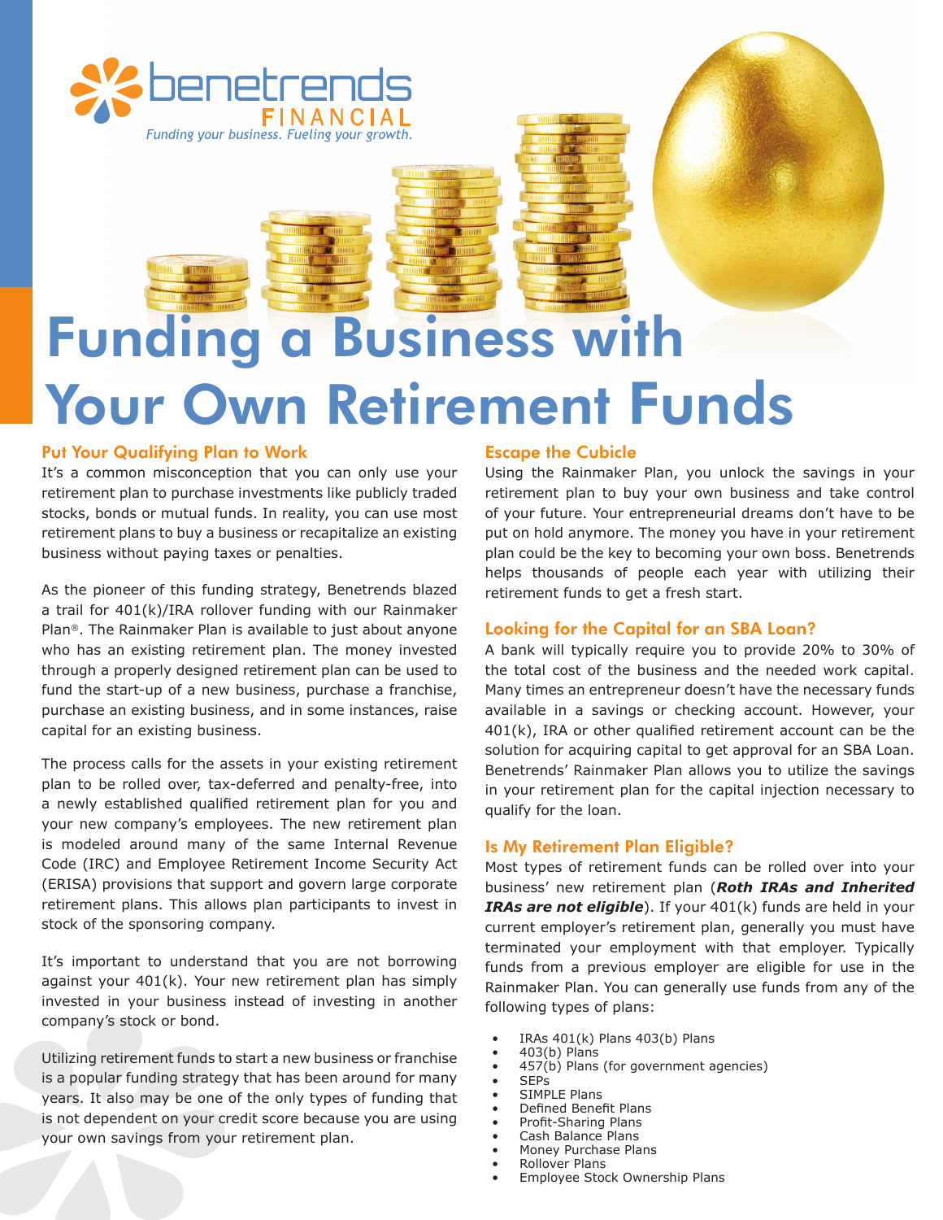benetrends FINANCIAL

*Funding your business. Fueling your growth.*

# Funding a Business with Your Own Retirement Funds

## Put Your Qualifying Plan to Work

It's a common misconception that you can only use your retirement plan to purchase investments like publicly traded stocks, bonds or mutual funds. In reality, you can use most retirement plans to buy a business or recapitalize an existing business without paying taxes or penalties.

As the pioneer of this funding strategy, Benetrends blazed a trail for 401(k)/IRA rollover funding with our Rainmaker Plan®. The Rainmaker Plan is available to just about anyone who has an existing retirement plan. The money invested through a properly designed retirement plan can be used to fund the start-up of a new business, purchase a franchise, purchase an existing business, and in some instances, raise capital for an existing business.

The process calls for the assets in your existing retirement plan to be rolled over, tax-deferred and penalty-free, into a newly established qualified retirement plan for you and your new company's employees. The new retirement plan is modeled around many of the same Internal Revenue Code (IRC) and Employee Retirement Income Security Act (ERISA) provisions that support and govern large corporate retirement plans. This allows plan participants to invest in stock of the sponsoring company.

It's important to understand that you are not borrowing against your 401(k). Your new retirement plan has simply invested in your business instead of investing in another company's stock or bond.

Utilizing retirement funds to start a new business or franchise is a popular funding strategy that has been around for many years. It also may be one of the only types of funding that is not dependent on your credit score because you are using your own savings from your retirement plan.

## Escape the Cubicle

Using the Rainmaker Plan, you unlock the savings in your retirement plan to buy your own business and take control of your future. Your entrepreneurial dreams don't have to be put on hold anymore. The money you have in your retirement plan could be the key to becoming your own boss. Benetrends helps thousands of people each year with utilizing their retirement funds to get a fresh start.

## Looking for the Capital for an SBA Loan?

A bank will typically require you to provide 20% to 30% of the total cost of the business and the needed work capital. Many times an entrepreneur doesn't have the necessary funds available in a savings or checking account. However, your 401(k), IRA or other qualified retirement account can be the solution for acquiring capital to get approval for an SBA Loan. Benetrends' Rainmaker Plan allows you to utilize the savings in your retirement plan for the capital injection necessary to qualify for the loan.

## Is My Retirement Plan Eligible?

Most types of retirement funds can be rolled over into your business' new retirement plan (***Roth IRAs and Inherited IRAs are not eligible***). If your 401(k) funds are held in your current employer's retirement plan, generally you must have terminated your employment with that employer. Typically funds from a previous employer are eligible for use in the Rainmaker Plan. You can generally use funds from any of the following types of plans:

- IRAs 401(k) Plans 403(b) Plans
- 403(b) Plans
- 457(b) Plans (for government agencies)
- SEPs
- SIMPLE Plans
- Defined Benefit Plans
- Profit-Sharing Plans
- Cash Balance Plans
- Money Purchase Plans
- Rollover Plans
- Employee Stock Ownership Plans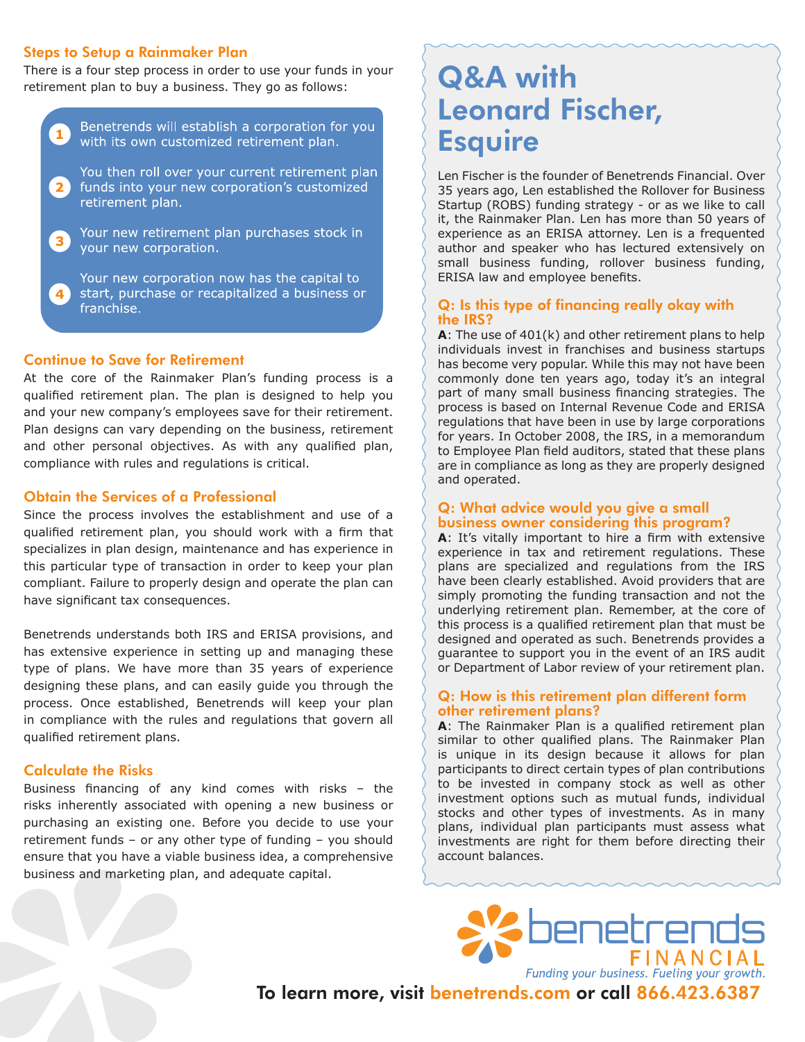## Steps to Setup a Rainmaker Plan

There is a four step process in order to use your funds in your retirement plan to buy a business. They go as follows:

1. Benetrends will establish a corporation for you with its own customized retirement plan.
2. You then roll over your current retirement plan funds into your new corporation's customized retirement plan.
3. Your new retirement plan purchases stock in your new corporation.
4. Your new corporation now has the capital to start, purchase or recapitalized a business or franchise.

## Continue to Save for Retirement

At the core of the Rainmaker Plan's funding process is a qualified retirement plan. The plan is designed to help you and your new company's employees save for their retirement. Plan designs can vary depending on the business, retirement and other personal objectives. As with any qualified plan, compliance with rules and regulations is critical.

## Obtain the Services of a Professional

Since the process involves the establishment and use of a qualified retirement plan, you should work with a firm that specializes in plan design, maintenance and has experience in this particular type of transaction in order to keep your plan compliant. Failure to properly design and operate the plan can have significant tax consequences.

Benetrends understands both IRS and ERISA provisions, and has extensive experience in setting up and managing these type of plans. We have more than 35 years of experience designing these plans, and can easily guide you through the process. Once established, Benetrends will keep your plan in compliance with the rules and regulations that govern all qualified retirement plans.

## Calculate the Risks

Business financing of any kind comes with risks – the risks inherently associated with opening a new business or purchasing an existing one. Before you decide to use your retirement funds – or any other type of funding – you should ensure that you have a viable business idea, a comprehensive business and marketing plan, and adequate capital.

# Q&A with Leonard Fischer, Esquire

Len Fischer is the founder of Benetrends Financial. Over 35 years ago, Len established the Rollover for Business Startup (ROBS) funding strategy - or as we like to call it, the Rainmaker Plan. Len has more than 50 years of experience as an ERISA attorney. Len is a frequented author and speaker who has lectured extensively on small business funding, rollover business funding, ERISA law and employee benefits.

### Q: Is this type of financing really okay with the IRS?

**A**: The use of 401(k) and other retirement plans to help individuals invest in franchises and business startups has become very popular. While this may not have been commonly done ten years ago, today it's an integral part of many small business financing strategies. The process is based on Internal Revenue Code and ERISA regulations that have been in use by large corporations for years. In October 2008, the IRS, in a memorandum to Employee Plan field auditors, stated that these plans are in compliance as long as they are properly designed and operated.

### Q: What advice would you give a small business owner considering this program?

**A**: It's vitally important to hire a firm with extensive experience in tax and retirement regulations. These plans are specialized and regulations from the IRS have been clearly established. Avoid providers that are simply promoting the funding transaction and not the underlying retirement plan. Remember, at the core of this process is a qualified retirement plan that must be designed and operated as such. Benetrends provides a guarantee to support you in the event of an IRS audit or Department of Labor review of your retirement plan.

### Q: How is this retirement plan different form other retirement plans?

**A**: The Rainmaker Plan is a qualified retirement plan similar to other qualified plans. The Rainmaker Plan is unique in its design because it allows for plan participants to direct certain types of plan contributions to be invested in company stock as well as other investment options such as mutual funds, individual stocks and other types of investments. As in many plans, individual plan participants must assess what investments are right for them before directing their account balances.

benetrends FINANCIAL

*Funding your business. Fueling your growth.*

**To learn more, visit benetrends.com or call 866.423.6387**